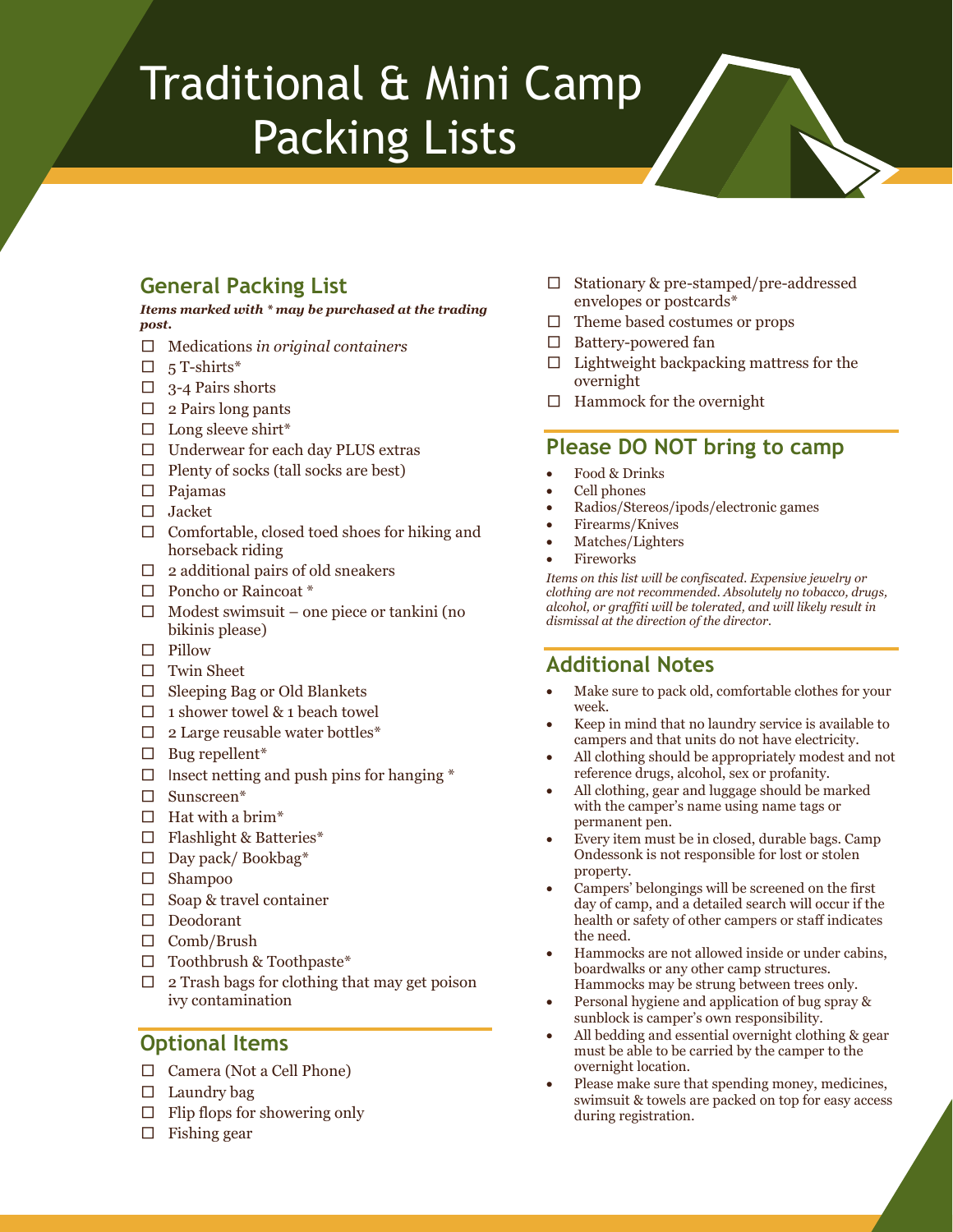# Traditional & Mini Camp Packing Lists

## General Packing List

***Items marked with * may be purchased at the trading post.***

- ☐ Medications *in original containers*
- ☐ 5 T-shirts*
- ☐ 3-4 Pairs shorts
- ☐ 2 Pairs long pants
- ☐ Long sleeve shirt*
- ☐ Underwear for each day PLUS extras
- ☐ Plenty of socks (tall socks are best)
- ☐ Pajamas
- ☐ Jacket
- ☐ Comfortable, closed toed shoes for hiking and horseback riding
- ☐ 2 additional pairs of old sneakers
- ☐ Poncho or Raincoat *
- ☐ Modest swimsuit – one piece or tankini (no bikinis please)
- ☐ Pillow
- ☐ Twin Sheet
- ☐ Sleeping Bag or Old Blankets
- ☐ 1 shower towel & 1 beach towel
- ☐ 2 Large reusable water bottles*
- ☐ Bug repellent*
- ☐ Insect netting and push pins for hanging *
- ☐ Sunscreen*
- ☐ Hat with a brim*
- ☐ Flashlight & Batteries*
- ☐ Day pack/ Bookbag*
- ☐ Shampoo
- ☐ Soap & travel container
- ☐ Deodorant
- ☐ Comb/Brush
- ☐ Toothbrush & Toothpaste*
- ☐ 2 Trash bags for clothing that may get poison ivy contamination

## Optional Items

- ☐ Camera (Not a Cell Phone)
- ☐ Laundry bag
- ☐ Flip flops for showering only
- ☐ Fishing gear
- ☐ Stationary & pre-stamped/pre-addressed envelopes or postcards*
- ☐ Theme based costumes or props
- ☐ Battery-powered fan
- ☐ Lightweight backpacking mattress for the overnight
- ☐ Hammock for the overnight

## Please DO NOT bring to camp

- Food & Drinks
- Cell phones
- Radios/Stereos/ipods/electronic games
- Firearms/Knives
- Matches/Lighters
- Fireworks

*Items on this list will be confiscated. Expensive jewelry or clothing are not recommended. Absolutely no tobacco, drugs, alcohol, or graffiti will be tolerated, and will likely result in dismissal at the direction of the director.*

## Additional Notes

- Make sure to pack old, comfortable clothes for your week.
- Keep in mind that no laundry service is available to campers and that units do not have electricity.
- All clothing should be appropriately modest and not reference drugs, alcohol, sex or profanity.
- All clothing, gear and luggage should be marked with the camper's name using name tags or permanent pen.
- Every item must be in closed, durable bags. Camp Ondessonk is not responsible for lost or stolen property.
- Campers' belongings will be screened on the first day of camp, and a detailed search will occur if the health or safety of other campers or staff indicates the need.
- Hammocks are not allowed inside or under cabins, boardwalks or any other camp structures. Hammocks may be strung between trees only.
- Personal hygiene and application of bug spray & sunblock is camper's own responsibility.
- All bedding and essential overnight clothing & gear must be able to be carried by the camper to the overnight location.
- Please make sure that spending money, medicines, swimsuit & towels are packed on top for easy access during registration.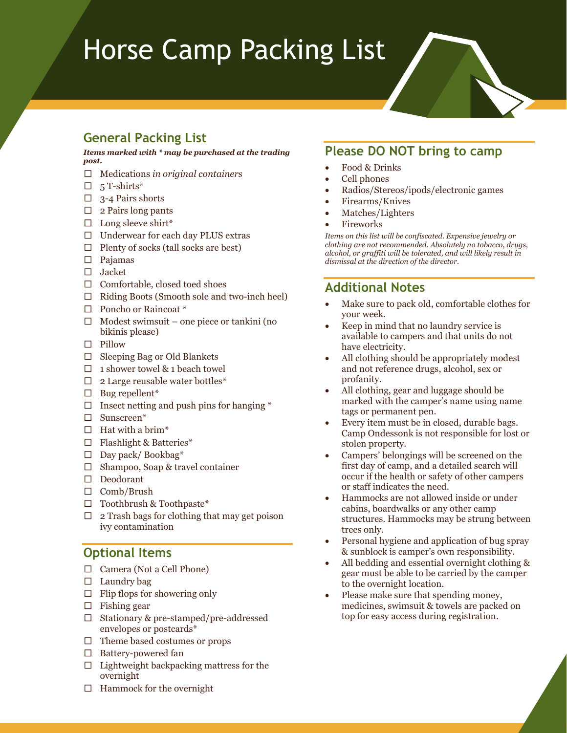# Horse Camp Packing List

## General Packing List

***Items marked with * may be purchased at the trading post.***

- ☐ Medications *in original containers*
- ☐ 5 T-shirts*
- ☐ 3-4 Pairs shorts
- ☐ 2 Pairs long pants
- ☐ Long sleeve shirt*
- ☐ Underwear for each day PLUS extras
- ☐ Plenty of socks (tall socks are best)
- ☐ Pajamas
- ☐ Jacket
- ☐ Comfortable, closed toed shoes
- ☐ Riding Boots (Smooth sole and two-inch heel)
- ☐ Poncho or Raincoat *
- ☐ Modest swimsuit – one piece or tankini (no bikinis please)
- ☐ Pillow
- ☐ Sleeping Bag or Old Blankets
- ☐ 1 shower towel & 1 beach towel
- ☐ 2 Large reusable water bottles*
- ☐ Bug repellent*
- ☐ Insect netting and push pins for hanging *
- ☐ Sunscreen*
- ☐ Hat with a brim*
- ☐ Flashlight & Batteries*
- ☐ Day pack/ Bookbag*
- ☐ Shampoo, Soap & travel container
- ☐ Deodorant
- ☐ Comb/Brush
- ☐ Toothbrush & Toothpaste*
- ☐ 2 Trash bags for clothing that may get poison ivy contamination

## Optional Items

- ☐ Camera (Not a Cell Phone)
- ☐ Laundry bag
- ☐ Flip flops for showering only
- ☐ Fishing gear
- ☐ Stationary & pre-stamped/pre-addressed envelopes or postcards*
- ☐ Theme based costumes or props
- ☐ Battery-powered fan
- ☐ Lightweight backpacking mattress for the overnight
- ☐ Hammock for the overnight

## Please DO NOT bring to camp

- Food & Drinks
- Cell phones
- Radios/Stereos/ipods/electronic games
- Firearms/Knives
- Matches/Lighters
- Fireworks

*Items on this list will be confiscated. Expensive jewelry or clothing are not recommended. Absolutely no tobacco, drugs, alcohol, or graffiti will be tolerated, and will likely result in dismissal at the direction of the director.*

## Additional Notes

- Make sure to pack old, comfortable clothes for your week.
- Keep in mind that no laundry service is available to campers and that units do not have electricity.
- All clothing should be appropriately modest and not reference drugs, alcohol, sex or profanity.
- All clothing, gear and luggage should be marked with the camper's name using name tags or permanent pen.
- Every item must be in closed, durable bags. Camp Ondessonk is not responsible for lost or stolen property.
- Campers' belongings will be screened on the first day of camp, and a detailed search will occur if the health or safety of other campers or staff indicates the need.
- Hammocks are not allowed inside or under cabins, boardwalks or any other camp structures. Hammocks may be strung between trees only.
- Personal hygiene and application of bug spray & sunblock is camper's own responsibility.
- All bedding and essential overnight clothing & gear must be able to be carried by the camper to the overnight location.
- Please make sure that spending money, medicines, swimsuit & towels are packed on top for easy access during registration.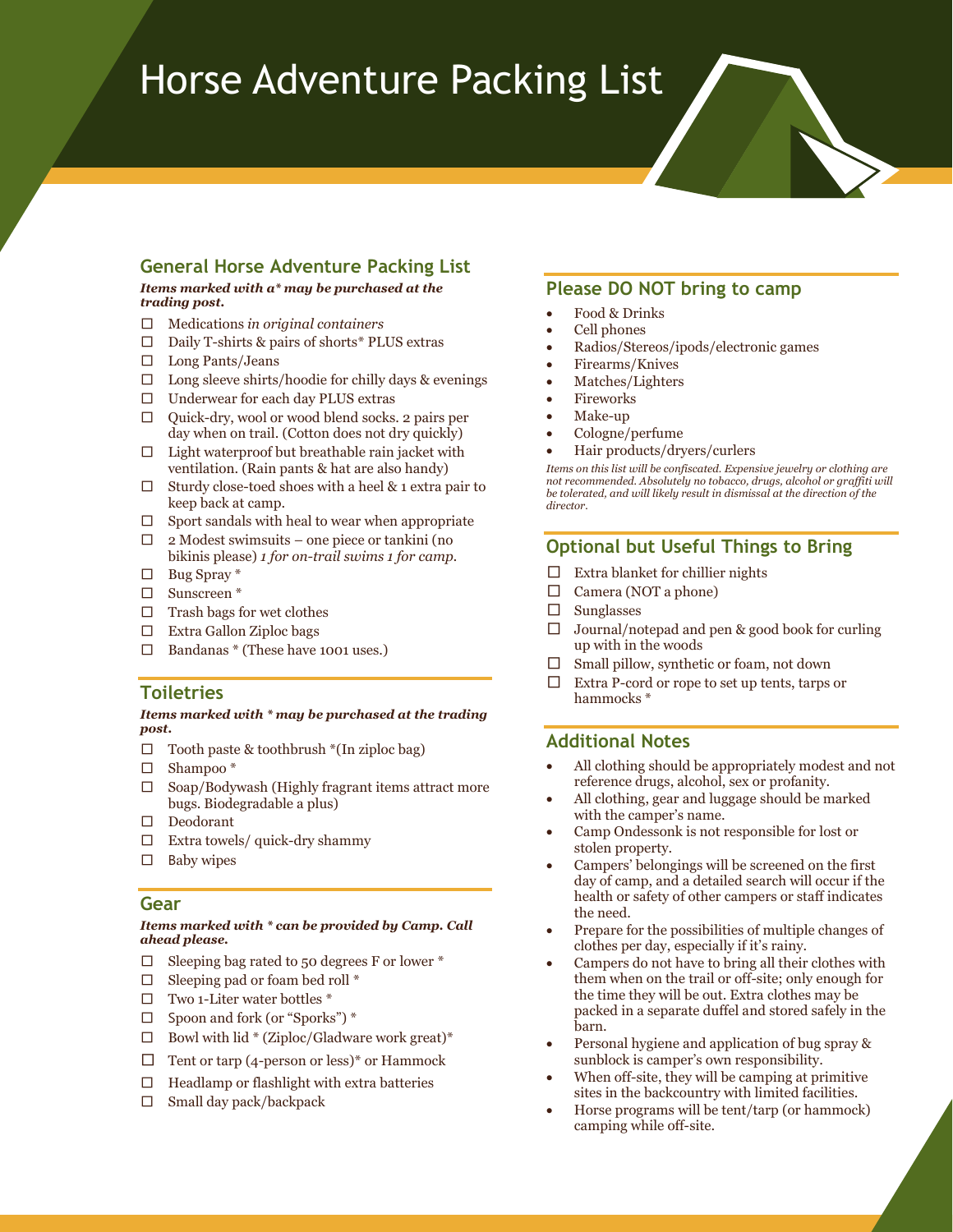# Horse Adventure Packing List

## General Horse Adventure Packing List

***Items marked with a\* may be purchased at the trading post.***

- ☐ Medications *in original containers*
- ☐ Daily T-shirts & pairs of shorts* PLUS extras
- ☐ Long Pants/Jeans
- ☐ Long sleeve shirts/hoodie for chilly days & evenings
- ☐ Underwear for each day PLUS extras
- ☐ Quick-dry, wool or wood blend socks. 2 pairs per day when on trail. (Cotton does not dry quickly)
- ☐ Light waterproof but breathable rain jacket with ventilation. (Rain pants & hat are also handy)
- ☐ Sturdy close-toed shoes with a heel & 1 extra pair to keep back at camp.
- ☐ Sport sandals with heal to wear when appropriate
- ☐ 2 Modest swimsuits – one piece or tankini (no bikinis please) *1 for on-trail swims 1 for camp.*
- ☐ Bug Spray *
- ☐ Sunscreen *
- ☐ Trash bags for wet clothes
- ☐ Extra Gallon Ziploc bags
- ☐ Bandanas * (These have 1001 uses.)

## Toiletries

***Items marked with \* may be purchased at the trading post.***

- ☐ Tooth paste & toothbrush *(In ziploc bag)
- ☐ Shampoo *
- ☐ Soap/Bodywash (Highly fragrant items attract more bugs. Biodegradable a plus)
- ☐ Deodorant
- ☐ Extra towels/ quick-dry shammy
- ☐ Baby wipes

## Gear

***Items marked with \* can be provided by Camp. Call ahead please.***

- ☐ Sleeping bag rated to 50 degrees F or lower *
- ☐ Sleeping pad or foam bed roll *
- ☐ Two 1-Liter water bottles *
- ☐ Spoon and fork (or "Sporks") *
- ☐ Bowl with lid * (Ziploc/Gladware work great)*
- ☐ Tent or tarp (4-person or less)* or Hammock
- ☐ Headlamp or flashlight with extra batteries
- ☐ Small day pack/backpack

## Please DO NOT bring to camp

- Food & Drinks
- Cell phones
- Radios/Stereos/ipods/electronic games
- Firearms/Knives
- Matches/Lighters
- Fireworks
- Make-up
- Cologne/perfume
- Hair products/dryers/curlers

*Items on this list will be confiscated. Expensive jewelry or clothing are not recommended. Absolutely no tobacco, drugs, alcohol or graffiti will be tolerated, and will likely result in dismissal at the direction of the director.*

## Optional but Useful Things to Bring

- ☐ Extra blanket for chillier nights
- ☐ Camera (NOT a phone)
- ☐ Sunglasses
- ☐ Journal/notepad and pen & good book for curling up with in the woods
- ☐ Small pillow, synthetic or foam, not down
- ☐ Extra P-cord or rope to set up tents, tarps or hammocks *

## Additional Notes

- All clothing should be appropriately modest and not reference drugs, alcohol, sex or profanity.
- All clothing, gear and luggage should be marked with the camper's name.
- Camp Ondessonk is not responsible for lost or stolen property.
- Campers' belongings will be screened on the first day of camp, and a detailed search will occur if the health or safety of other campers or staff indicates the need.
- Prepare for the possibilities of multiple changes of clothes per day, especially if it's rainy.
- Campers do not have to bring all their clothes with them when on the trail or off-site; only enough for the time they will be out. Extra clothes may be packed in a separate duffel and stored safely in the barn.
- Personal hygiene and application of bug spray & sunblock is camper's own responsibility.
- When off-site, they will be camping at primitive sites in the backcountry with limited facilities.
- Horse programs will be tent/tarp (or hammock) camping while off-site.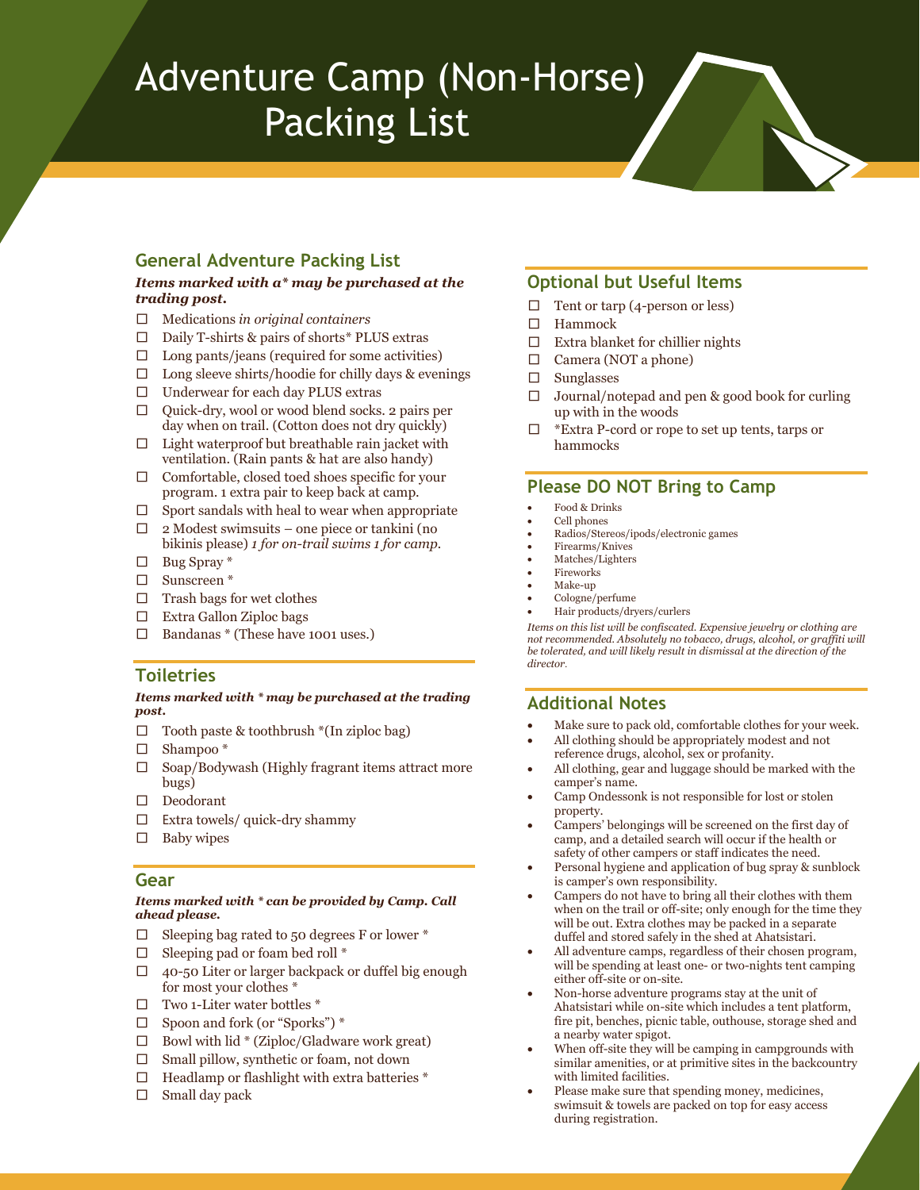# Adventure Camp (Non-Horse) Packing List

## General Adventure Packing List

***Items marked with a* may be purchased at the trading post.***

- ☐ Medications *in original containers*
- ☐ Daily T-shirts & pairs of shorts* PLUS extras
- ☐ Long pants/jeans (required for some activities)
- ☐ Long sleeve shirts/hoodie for chilly days & evenings
- ☐ Underwear for each day PLUS extras
- ☐ Quick-dry, wool or wood blend socks. 2 pairs per day when on trail. (Cotton does not dry quickly)
- ☐ Light waterproof but breathable rain jacket with ventilation. (Rain pants & hat are also handy)
- ☐ Comfortable, closed toed shoes specific for your program. 1 extra pair to keep back at camp.
- ☐ Sport sandals with heal to wear when appropriate
- ☐ 2 Modest swimsuits – one piece or tankini (no bikinis please) *1 for on-trail swims 1 for camp.*
- ☐ Bug Spray *
- ☐ Sunscreen *
- ☐ Trash bags for wet clothes
- ☐ Extra Gallon Ziploc bags
- ☐ Bandanas * (These have 1001 uses.)

## Toiletries

***Items marked with * may be purchased at the trading post.***

- ☐ Tooth paste & toothbrush *(In ziploc bag)
- ☐ Shampoo *
- ☐ Soap/Bodywash (Highly fragrant items attract more bugs)
- ☐ Deodorant
- ☐ Extra towels/ quick-dry shammy
- ☐ Baby wipes

## Gear

***Items marked with * can be provided by Camp. Call ahead please.***

- ☐ Sleeping bag rated to 50 degrees F or lower *
- ☐ Sleeping pad or foam bed roll *
- ☐ 40-50 Liter or larger backpack or duffel big enough for most your clothes *
- ☐ Two 1-Liter water bottles *
- ☐ Spoon and fork (or "Sporks") *
- ☐ Bowl with lid * (Ziploc/Gladware work great)
- ☐ Small pillow, synthetic or foam, not down
- ☐ Headlamp or flashlight with extra batteries *
- ☐ Small day pack

## Optional but Useful Items

- ☐ Tent or tarp (4-person or less)
- ☐ Hammock
- ☐ Extra blanket for chillier nights
- ☐ Camera (NOT a phone)
- ☐ Sunglasses
- ☐ Journal/notepad and pen & good book for curling up with in the woods
- ☐ *Extra P-cord or rope to set up tents, tarps or hammocks

## Please DO NOT Bring to Camp

- Food & Drinks
- Cell phones
- Radios/Stereos/ipods/electronic games
- Firearms/Knives
- Matches/Lighters
- Fireworks
- Make-up
- Cologne/perfume
- Hair products/dryers/curlers

*Items on this list will be confiscated. Expensive jewelry or clothing are not recommended. Absolutely no tobacco, drugs, alcohol, or graffiti will be tolerated, and will likely result in dismissal at the direction of the director.*

## Additional Notes

- Make sure to pack old, comfortable clothes for your week.
- All clothing should be appropriately modest and not reference drugs, alcohol, sex or profanity.
- All clothing, gear and luggage should be marked with the camper's name.
- Camp Ondessonk is not responsible for lost or stolen property.
- Campers' belongings will be screened on the first day of camp, and a detailed search will occur if the health or safety of other campers or staff indicates the need.
- Personal hygiene and application of bug spray & sunblock is camper's own responsibility.
- Campers do not have to bring all their clothes with them when on the trail or off-site; only enough for the time they will be out. Extra clothes may be packed in a separate duffel and stored safely in the shed at Ahatsistari.
- All adventure camps, regardless of their chosen program, will be spending at least one- or two-nights tent camping either off-site or on-site.
- Non-horse adventure programs stay at the unit of Ahatsistari while on-site which includes a tent platform, fire pit, benches, picnic table, outhouse, storage shed and a nearby water spigot.
- When off-site they will be camping in campgrounds with similar amenities, or at primitive sites in the backcountry with limited facilities.
- Please make sure that spending money, medicines, swimsuit & towels are packed on top for easy access during registration.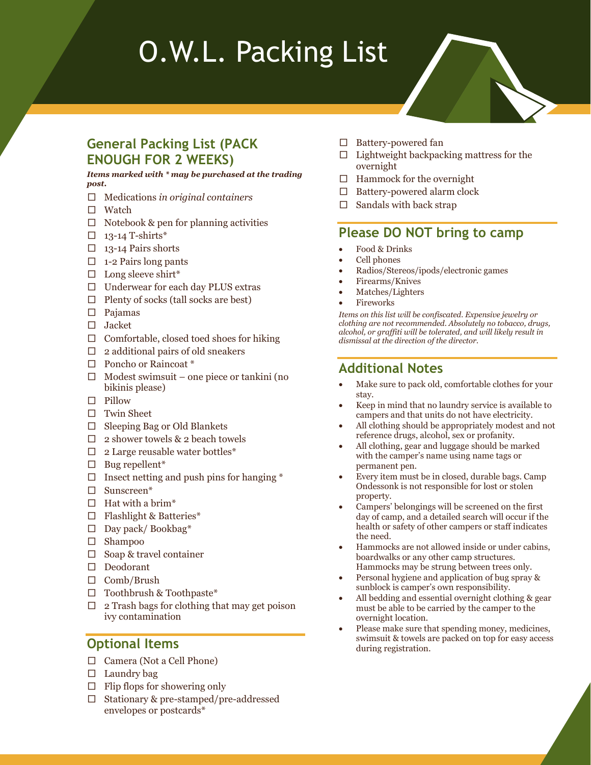# O.W.L. Packing List

## General Packing List (PACK ENOUGH FOR 2 WEEKS)

***Items marked with * may be purchased at the trading post.***

- ☐ Medications *in original containers*
- ☐ Watch
- ☐ Notebook & pen for planning activities
- ☐ 13-14 T-shirts*
- ☐ 13-14 Pairs shorts
- ☐ 1-2 Pairs long pants
- ☐ Long sleeve shirt*
- ☐ Underwear for each day PLUS extras
- ☐ Plenty of socks (tall socks are best)
- ☐ Pajamas
- ☐ Jacket
- ☐ Comfortable, closed toed shoes for hiking
- ☐ 2 additional pairs of old sneakers
- ☐ Poncho or Raincoat *
- ☐ Modest swimsuit – one piece or tankini (no bikinis please)
- ☐ Pillow
- ☐ Twin Sheet
- ☐ Sleeping Bag or Old Blankets
- ☐ 2 shower towels & 2 beach towels
- ☐ 2 Large reusable water bottles*
- ☐ Bug repellent*
- ☐ Insect netting and push pins for hanging *
- ☐ Sunscreen*
- ☐ Hat with a brim*
- ☐ Flashlight & Batteries*
- ☐ Day pack/ Bookbag*
- ☐ Shampoo
- ☐ Soap & travel container
- ☐ Deodorant
- ☐ Comb/Brush
- ☐ Toothbrush & Toothpaste*
- ☐ 2 Trash bags for clothing that may get poison ivy contamination

## Optional Items

- ☐ Camera (Not a Cell Phone)
- ☐ Laundry bag
- ☐ Flip flops for showering only
- ☐ Stationary & pre-stamped/pre-addressed envelopes or postcards*
- ☐ Battery-powered fan
- ☐ Lightweight backpacking mattress for the overnight
- ☐ Hammock for the overnight
- ☐ Battery-powered alarm clock
- ☐ Sandals with back strap

## Please DO NOT bring to camp

- Food & Drinks
- Cell phones
- Radios/Stereos/ipods/electronic games
- Firearms/Knives
- Matches/Lighters
- Fireworks

*Items on this list will be confiscated. Expensive jewelry or clothing are not recommended. Absolutely no tobacco, drugs, alcohol, or graffiti will be tolerated, and will likely result in dismissal at the direction of the director.*

## Additional Notes

- Make sure to pack old, comfortable clothes for your stay.
- Keep in mind that no laundry service is available to campers and that units do not have electricity.
- All clothing should be appropriately modest and not reference drugs, alcohol, sex or profanity.
- All clothing, gear and luggage should be marked with the camper's name using name tags or permanent pen.
- Every item must be in closed, durable bags. Camp Ondessonk is not responsible for lost or stolen property.
- Campers' belongings will be screened on the first day of camp, and a detailed search will occur if the health or safety of other campers or staff indicates the need.
- Hammocks are not allowed inside or under cabins, boardwalks or any other camp structures. Hammocks may be strung between trees only.
- Personal hygiene and application of bug spray & sunblock is camper's own responsibility.
- All bedding and essential overnight clothing & gear must be able to be carried by the camper to the overnight location.
- Please make sure that spending money, medicines, swimsuit & towels are packed on top for easy access during registration.